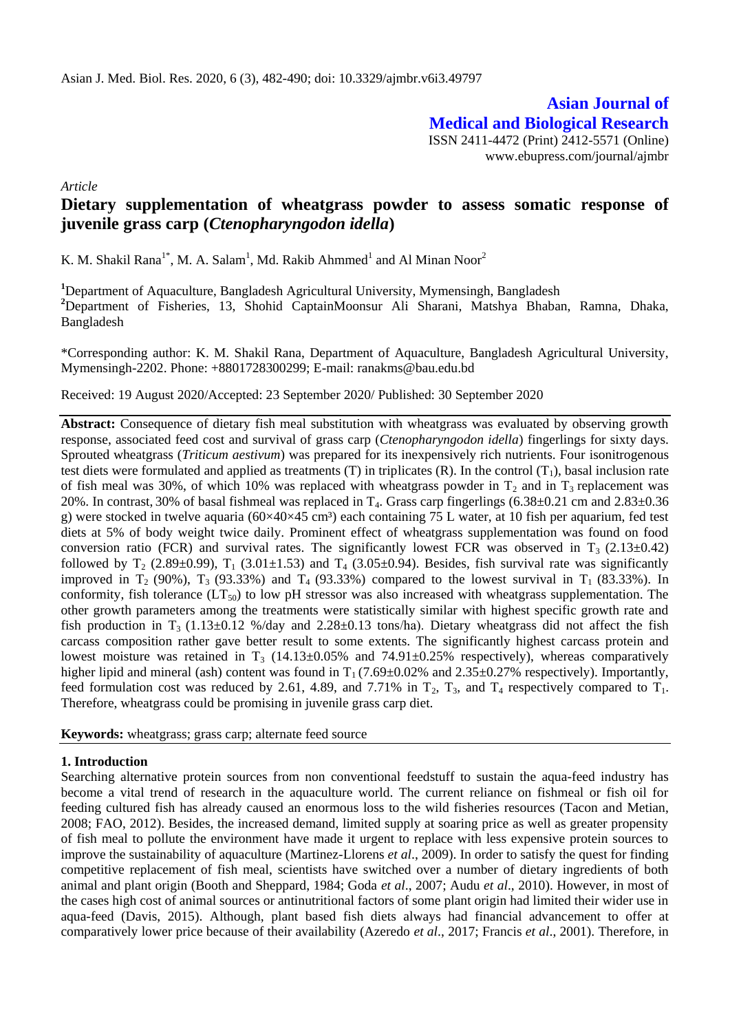Asian J. Med. Biol. Res. 2020, 6 (3), 482-490; doi: 10.3329/ajmbr.v6i3.49797

**Asian Journal of Medical and Biological Research**

ISSN 2411-4472 (Print) 2412-5571 (Online)
www.ebupress.com/journal/ajmbr

*Article*

# Dietary supplementation of wheatgrass powder to assess somatic response of juvenile grass carp (*Ctenopharyngodon idella*)

K. M. Shakil Rana[1*], M. A. Salam[1], Md. Rakib Ahmmed[1] and Al Minan Noor[2]

[1]Department of Aquaculture, Bangladesh Agricultural University, Mymensingh, Bangladesh
[2]Department of Fisheries, 13, Shohid CaptainMoonsur Ali Sharani, Matshya Bhaban, Ramna, Dhaka, Bangladesh

\*Corresponding author: K. M. Shakil Rana, Department of Aquaculture, Bangladesh Agricultural University, Mymensingh-2202. Phone: +8801728300299; E-mail: ranakms@bau.edu.bd

Received: 19 August 2020/Accepted: 23 September 2020/ Published: 30 September 2020

**Abstract:** Consequence of dietary fish meal substitution with wheatgrass was evaluated by observing growth response, associated feed cost and survival of grass carp (*Ctenopharyngodon idella*) fingerlings for sixty days. Sprouted wheatgrass (*Triticum aestivum*) was prepared for its inexpensively rich nutrients. Four isonitrogenous test diets were formulated and applied as treatments (T) in triplicates (R). In the control ($T_1$), basal inclusion rate of fish meal was 30%, of which 10% was replaced with wheatgrass powder in $T_2$ and in $T_3$ replacement was 20%. In contrast, 30% of basal fishmeal was replaced in $T_4$. Grass carp fingerlings (6.38±0.21 cm and 2.83±0.36 g) were stocked in twelve aquaria (60×40×45 cm³) each containing 75 L water, at 10 fish per aquarium, fed test diets at 5% of body weight twice daily. Prominent effect of wheatgrass supplementation was found on food conversion ratio (FCR) and survival rates. The significantly lowest FCR was observed in $T_3$ (2.13±0.42) followed by $T_2$ (2.89±0.99), $T_1$ (3.01±1.53) and $T_4$ (3.05±0.94). Besides, fish survival rate was significantly improved in $T_2$ (90%), $T_3$ (93.33%) and $T_4$ (93.33%) compared to the lowest survival in $T_1$ (83.33%). In conformity, fish tolerance ($LT_{50}$) to low pH stressor was also increased with wheatgrass supplementation. The other growth parameters among the treatments were statistically similar with highest specific growth rate and fish production in $T_3$ (1.13±0.12 %/day and 2.28±0.13 tons/ha). Dietary wheatgrass did not affect the fish carcass composition rather gave better result to some extents. The significantly highest carcass protein and lowest moisture was retained in $T_3$ (14.13±0.05% and 74.91±0.25% respectively), whereas comparatively higher lipid and mineral (ash) content was found in $T_1$ (7.69±0.02% and 2.35±0.27% respectively). Importantly, feed formulation cost was reduced by 2.61, 4.89, and 7.71% in $T_2$, $T_3$, and $T_4$ respectively compared to $T_1$. Therefore, wheatgrass could be promising in juvenile grass carp diet.

**Keywords:** wheatgrass; grass carp; alternate feed source

## 1. Introduction

Searching alternative protein sources from non conventional feedstuff to sustain the aqua-feed industry has become a vital trend of research in the aquaculture world. The current reliance on fishmeal or fish oil for feeding cultured fish has already caused an enormous loss to the wild fisheries resources (Tacon and Metian, 2008; FAO, 2012). Besides, the increased demand, limited supply at soaring price as well as greater propensity of fish meal to pollute the environment have made it urgent to replace with less expensive protein sources to improve the sustainability of aquaculture (Martinez-Llorens *et al*., 2009). In order to satisfy the quest for finding competitive replacement of fish meal, scientists have switched over a number of dietary ingredients of both animal and plant origin (Booth and Sheppard, 1984; Goda *et al*., 2007; Audu *et al*., 2010). However, in most of the cases high cost of animal sources or antinutritional factors of some plant origin had limited their wider use in aqua-feed (Davis, 2015). Although, plant based fish diets always had financial advancement to offer at comparatively lower price because of their availability (Azeredo *et al*., 2017; Francis *et al*., 2001). Therefore, in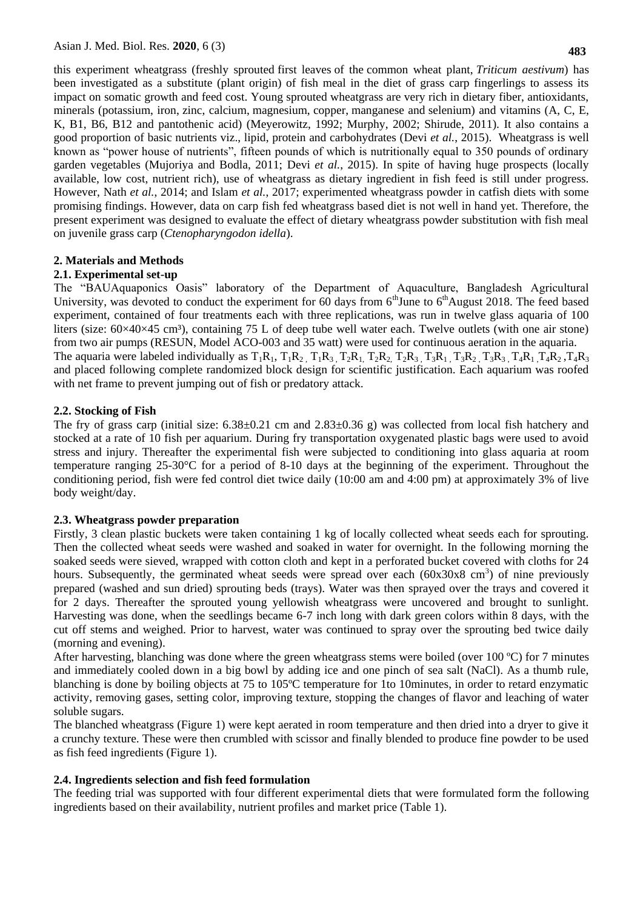this experiment wheatgrass (freshly sprouted first leaves of the common wheat plant, *Triticum aestivum*) has been investigated as a substitute (plant origin) of fish meal in the diet of grass carp fingerlings to assess its impact on somatic growth and feed cost. Young sprouted wheatgrass are very rich in dietary fiber, antioxidants, minerals (potassium, iron, zinc, calcium, magnesium, copper, manganese and selenium) and vitamins (A, C, E, K, B1, B6, B12 and pantothenic acid) (Meyerowitz, 1992; Murphy, 2002; Shirude, 2011). It also contains a good proportion of basic nutrients viz., lipid, protein and carbohydrates (Devi *et al.*, 2015). Wheatgrass is well known as "power house of nutrients", fifteen pounds of which is nutritionally equal to 350 pounds of ordinary garden vegetables (Mujoriya and Bodla, 2011; Devi *et al.*, 2015). In spite of having huge prospects (locally available, low cost, nutrient rich), use of wheatgrass as dietary ingredient in fish feed is still under progress. However, Nath *et al.*, 2014; and Islam *et al.*, 2017; experimented wheatgrass powder in catfish diets with some promising findings. However, data on carp fish fed wheatgrass based diet is not well in hand yet. Therefore, the present experiment was designed to evaluate the effect of dietary wheatgrass powder substitution with fish meal on juvenile grass carp (*Ctenopharyngodon idella*).

## 2. Materials and Methods

### 2.1. Experimental set-up

The "BAUAquaponics Oasis" laboratory of the Department of Aquaculture, Bangladesh Agricultural University, was devoted to conduct the experiment for 60 days from 6$^{th}$June to 6$^{th}$August 2018. The feed based experiment, contained of four treatments each with three replications, was run in twelve glass aquaria of 100 liters (size: 60×40×45 $cm^3$), containing 75 L of deep tube well water each. Twelve outlets (with one air stone) from two air pumps (RESUN, Model ACO-003 and 35 watt) were used for continuous aeration in the aquaria.

The aquaria were labeled individually as $T_1R_1$, $T_1R_2$, $T_1R_3$, $T_2R_1$, $T_2R_2$, $T_2R_3$, $T_3R_1$, $T_3R_2$, $T_3R_3$, $T_4R_1$, $T_4R_2$, $T_4R_3$ and placed following complete randomized block design for scientific justification. Each aquarium was roofed with net frame to prevent jumping out of fish or predatory attack.

### 2.2. Stocking of Fish

The fry of grass carp (initial size: 6.38±0.21 cm and 2.83±0.36 g) was collected from local fish hatchery and stocked at a rate of 10 fish per aquarium. During fry transportation oxygenated plastic bags were used to avoid stress and injury. Thereafter the experimental fish were subjected to conditioning into glass aquaria at room temperature ranging 25-30°C for a period of 8-10 days at the beginning of the experiment. Throughout the conditioning period, fish were fed control diet twice daily (10:00 am and 4:00 pm) at approximately 3% of live body weight/day.

### 2.3. Wheatgrass powder preparation

Firstly, 3 clean plastic buckets were taken containing 1 kg of locally collected wheat seeds each for sprouting. Then the collected wheat seeds were washed and soaked in water for overnight. In the following morning the soaked seeds were sieved, wrapped with cotton cloth and kept in a perforated bucket covered with cloths for 24 hours. Subsequently, the germinated wheat seeds were spread over each (60x30x8 $cm^3$) of nine previously prepared (washed and sun dried) sprouting beds (trays). Water was then sprayed over the trays and covered it for 2 days. Thereafter the sprouted young yellowish wheatgrass were uncovered and brought to sunlight. Harvesting was done, when the seedlings became 6-7 inch long with dark green colors within 8 days, with the cut off stems and weighed. Prior to harvest, water was continued to spray over the sprouting bed twice daily (morning and evening).

After harvesting, blanching was done where the green wheatgrass stems were boiled (over 100 ºC) for 7 minutes and immediately cooled down in a big bowl by adding ice and one pinch of sea salt (NaCl). As a thumb rule, blanching is done by boiling objects at 75 to 105ºC temperature for 1to 10minutes, in order to retard enzymatic activity, removing gases, setting color, improving texture, stopping the changes of flavor and leaching of water soluble sugars.

The blanched wheatgrass (Figure 1) were kept aerated in room temperature and then dried into a dryer to give it a crunchy texture. These were then crumbled with scissor and finally blended to produce fine powder to be used as fish feed ingredients (Figure 1).

### 2.4. Ingredients selection and fish feed formulation

The feeding trial was supported with four different experimental diets that were formulated form the following ingredients based on their availability, nutrient profiles and market price (Table 1).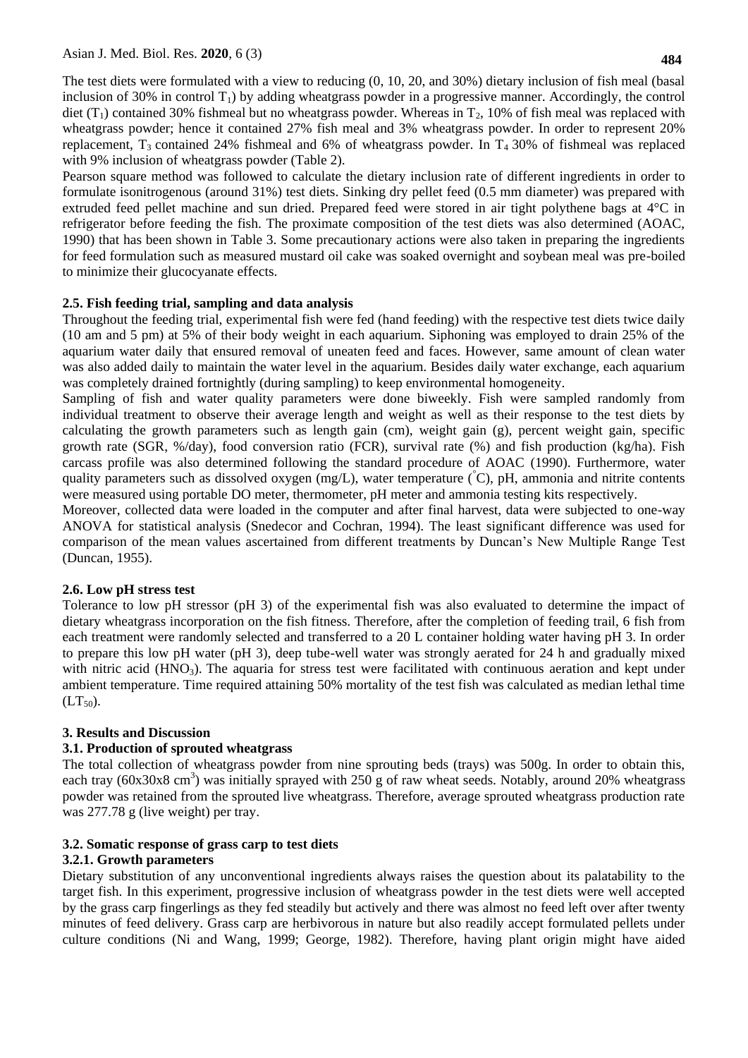The test diets were formulated with a view to reducing (0, 10, 20, and 30%) dietary inclusion of fish meal (basal inclusion of 30% in control $T_1$) by adding wheatgrass powder in a progressive manner. Accordingly, the control diet ($T_1$) contained 30% fishmeal but no wheatgrass powder. Whereas in $T_2$, 10% of fish meal was replaced with wheatgrass powder; hence it contained 27% fish meal and 3% wheatgrass powder. In order to represent 20% replacement, $T_3$ contained 24% fishmeal and 6% of wheatgrass powder. In $T_4$ 30% of fishmeal was replaced with 9% inclusion of wheatgrass powder (Table 2).

Pearson square method was followed to calculate the dietary inclusion rate of different ingredients in order to formulate isonitrogenous (around 31%) test diets. Sinking dry pellet feed (0.5 mm diameter) was prepared with extruded feed pellet machine and sun dried. Prepared feed were stored in air tight polythene bags at 4°C in refrigerator before feeding the fish. The proximate composition of the test diets was also determined (AOAC, 1990) that has been shown in Table 3. Some precautionary actions were also taken in preparing the ingredients for feed formulation such as measured mustard oil cake was soaked overnight and soybean meal was pre-boiled to minimize their glucocyanate effects.

### 2.5. Fish feeding trial, sampling and data analysis

Throughout the feeding trial, experimental fish were fed (hand feeding) with the respective test diets twice daily (10 am and 5 pm) at 5% of their body weight in each aquarium. Siphoning was employed to drain 25% of the aquarium water daily that ensured removal of uneaten feed and faces. However, same amount of clean water was also added daily to maintain the water level in the aquarium. Besides daily water exchange, each aquarium was completely drained fortnightly (during sampling) to keep environmental homogeneity.

Sampling of fish and water quality parameters were done biweekly. Fish were sampled randomly from individual treatment to observe their average length and weight as well as their response to the test diets by calculating the growth parameters such as length gain (cm), weight gain (g), percent weight gain, specific growth rate (SGR, %/day), food conversion ratio (FCR), survival rate (%) and fish production (kg/ha). Fish carcass profile was also determined following the standard procedure of AOAC (1990). Furthermore, water quality parameters such as dissolved oxygen (mg/L), water temperature (°C), pH, ammonia and nitrite contents were measured using portable DO meter, thermometer, pH meter and ammonia testing kits respectively.

Moreover, collected data were loaded in the computer and after final harvest, data were subjected to one-way ANOVA for statistical analysis (Snedecor and Cochran, 1994). The least significant difference was used for comparison of the mean values ascertained from different treatments by Duncan's New Multiple Range Test (Duncan, 1955).

### 2.6. Low pH stress test

Tolerance to low pH stressor (pH 3) of the experimental fish was also evaluated to determine the impact of dietary wheatgrass incorporation on the fish fitness. Therefore, after the completion of feeding trail, 6 fish from each treatment were randomly selected and transferred to a 20 L container holding water having pH 3. In order to prepare this low pH water (pH 3), deep tube-well water was strongly aerated for 24 h and gradually mixed with nitric acid ($HNO_3$). The aquaria for stress test were facilitated with continuous aeration and kept under ambient temperature. Time required attaining 50% mortality of the test fish was calculated as median lethal time ($LT_{50}$).

## 3. Results and Discussion

### 3.1. Production of sprouted wheatgrass

The total collection of wheatgrass powder from nine sprouting beds (trays) was 500g. In order to obtain this, each tray (60x30x8 $cm^3$) was initially sprayed with 250 g of raw wheat seeds. Notably, around 20% wheatgrass powder was retained from the sprouted live wheatgrass. Therefore, average sprouted wheatgrass production rate was 277.78 g (live weight) per tray.

### 3.2. Somatic response of grass carp to test diets

#### 3.2.1. Growth parameters

Dietary substitution of any unconventional ingredients always raises the question about its palatability to the target fish. In this experiment, progressive inclusion of wheatgrass powder in the test diets were well accepted by the grass carp fingerlings as they fed steadily but actively and there was almost no feed left over after twenty minutes of feed delivery. Grass carp are herbivorous in nature but also readily accept formulated pellets under culture conditions (Ni and Wang, 1999; George, 1982). Therefore, having plant origin might have aided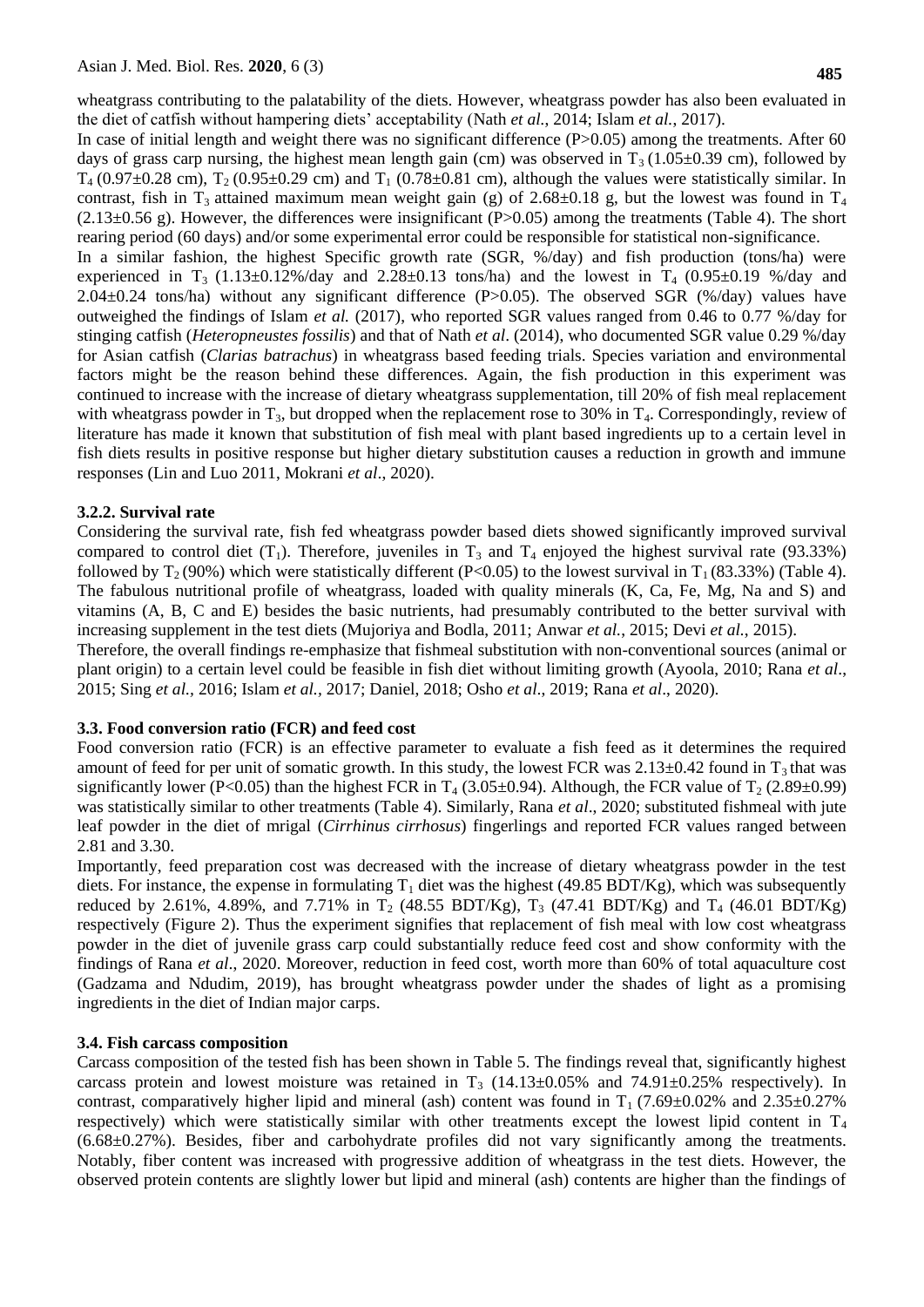wheatgrass contributing to the palatability of the diets. However, wheatgrass powder has also been evaluated in the diet of catfish without hampering diets' acceptability (Nath *et al.*, 2014; Islam *et al.*, 2017).

In case of initial length and weight there was no significant difference (P>0.05) among the treatments. After 60 days of grass carp nursing, the highest mean length gain (cm) was observed in $T_3$ (1.05±0.39 cm), followed by $T_4$ (0.97±0.28 cm), $T_2$ (0.95±0.29 cm) and $T_1$ (0.78±0.81 cm), although the values were statistically similar. In contrast, fish in $T_3$ attained maximum mean weight gain (g) of 2.68±0.18 g, but the lowest was found in $T_4$ (2.13±0.56 g). However, the differences were insignificant (P>0.05) among the treatments (Table 4). The short rearing period (60 days) and/or some experimental error could be responsible for statistical non-significance.

In a similar fashion, the highest Specific growth rate (SGR, %/day) and fish production (tons/ha) were experienced in $T_3$ (1.13±0.12%/day and 2.28±0.13 tons/ha) and the lowest in $T_4$ (0.95±0.19 %/day and 2.04±0.24 tons/ha) without any significant difference (P>0.05). The observed SGR (%/day) values have outweighed the findings of Islam *et al.* (2017), who reported SGR values ranged from 0.46 to 0.77 %/day for stinging catfish (*Heteropneustes fossilis*) and that of Nath *et al*. (2014), who documented SGR value 0.29 %/day for Asian catfish (*Clarias batrachus*) in wheatgrass based feeding trials. Species variation and environmental factors might be the reason behind these differences. Again, the fish production in this experiment was continued to increase with the increase of dietary wheatgrass supplementation, till 20% of fish meal replacement with wheatgrass powder in $T_3$, but dropped when the replacement rose to 30% in $T_4$. Correspondingly, review of literature has made it known that substitution of fish meal with plant based ingredients up to a certain level in fish diets results in positive response but higher dietary substitution causes a reduction in growth and immune responses (Lin and Luo 2011, Mokrani *et al*., 2020).

### 3.2.2. Survival rate

Considering the survival rate, fish fed wheatgrass powder based diets showed significantly improved survival compared to control diet ($T_1$). Therefore, juveniles in $T_3$ and $T_4$ enjoyed the highest survival rate (93.33%) followed by $T_2$ (90%) which were statistically different (P<0.05) to the lowest survival in $T_1$ (83.33%) (Table 4). The fabulous nutritional profile of wheatgrass, loaded with quality minerals (K, Ca, Fe, Mg, Na and S) and vitamins (A, B, C and E) besides the basic nutrients, had presumably contributed to the better survival with increasing supplement in the test diets (Mujoriya and Bodla, 2011; Anwar *et al.*, 2015; Devi *et al.*, 2015).

Therefore, the overall findings re-emphasize that fishmeal substitution with non-conventional sources (animal or plant origin) to a certain level could be feasible in fish diet without limiting growth (Ayoola, 2010; Rana *et al*., 2015; Sing *et al.*, 2016; Islam *et al.,* 2017; Daniel, 2018; Osho *et al*., 2019; Rana *et al*., 2020).

## 3.3. Food conversion ratio (FCR) and feed cost

Food conversion ratio (FCR) is an effective parameter to evaluate a fish feed as it determines the required amount of feed for per unit of somatic growth. In this study, the lowest FCR was 2.13±0.42 found in $T_3$ that was significantly lower (P<0.05) than the highest FCR in $T_4$ (3.05±0.94). Although, the FCR value of $T_2$ (2.89±0.99) was statistically similar to other treatments (Table 4). Similarly, Rana *et al*., 2020; substituted fishmeal with jute leaf powder in the diet of mrigal (*Cirrhinus cirrhosus*) fingerlings and reported FCR values ranged between 2.81 and 3.30.

Importantly, feed preparation cost was decreased with the increase of dietary wheatgrass powder in the test diets. For instance, the expense in formulating $T_1$ diet was the highest (49.85 BDT/Kg), which was subsequently reduced by 2.61%, 4.89%, and 7.71% in $T_2$ (48.55 BDT/Kg), $T_3$ (47.41 BDT/Kg) and $T_4$ (46.01 BDT/Kg) respectively (Figure 2). Thus the experiment signifies that replacement of fish meal with low cost wheatgrass powder in the diet of juvenile grass carp could substantially reduce feed cost and show conformity with the findings of Rana *et al*., 2020. Moreover, reduction in feed cost, worth more than 60% of total aquaculture cost (Gadzama and Ndudim, 2019), has brought wheatgrass powder under the shades of light as a promising ingredients in the diet of Indian major carps.

## 3.4. Fish carcass composition

Carcass composition of the tested fish has been shown in Table 5. The findings reveal that, significantly highest carcass protein and lowest moisture was retained in $T_3$ (14.13±0.05% and 74.91±0.25% respectively). In contrast, comparatively higher lipid and mineral (ash) content was found in $T_1$ (7.69±0.02% and 2.35±0.27% respectively) which were statistically similar with other treatments except the lowest lipid content in $T_4$ (6.68±0.27%). Besides, fiber and carbohydrate profiles did not vary significantly among the treatments. Notably, fiber content was increased with progressive addition of wheatgrass in the test diets. However, the observed protein contents are slightly lower but lipid and mineral (ash) contents are higher than the findings of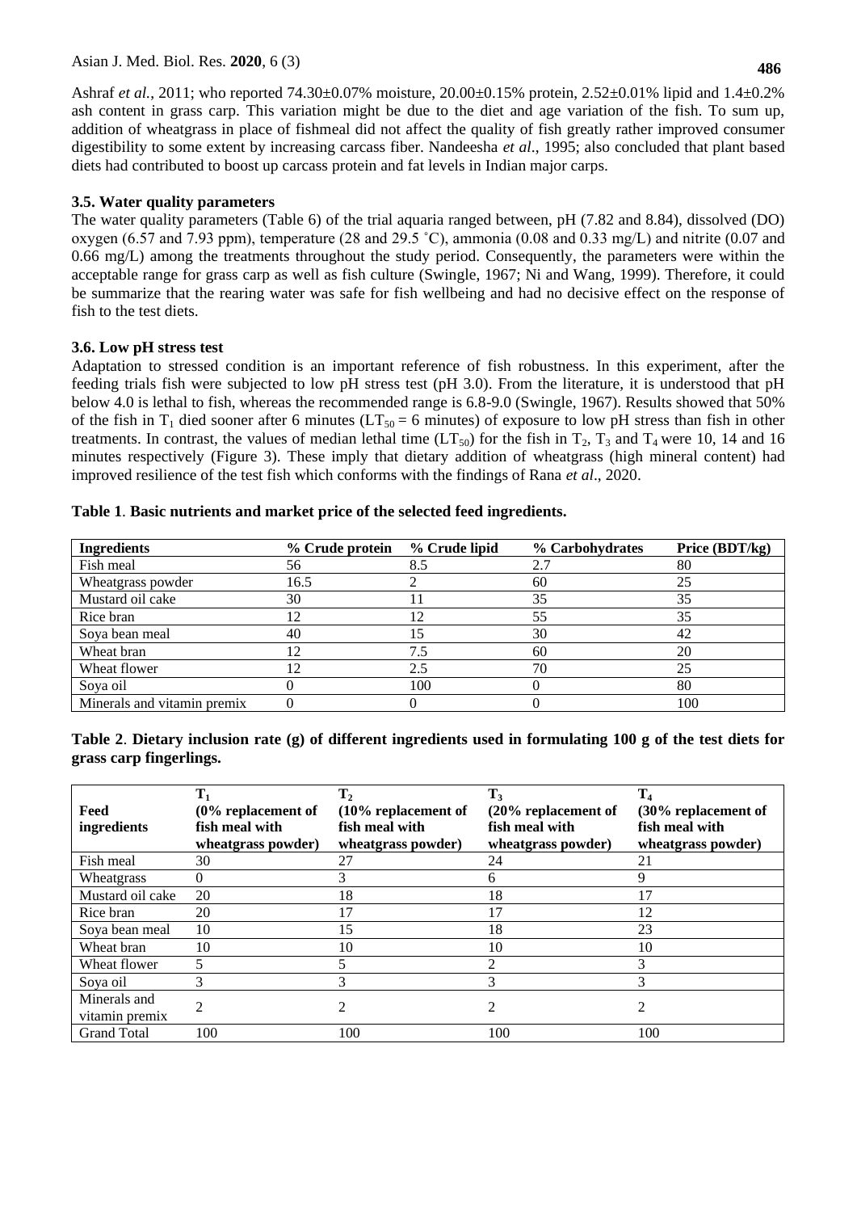Ashraf *et al.*, 2011; who reported 74.30±0.07% moisture, 20.00±0.15% protein, 2.52±0.01% lipid and 1.4±0.2% ash content in grass carp. This variation might be due to the diet and age variation of the fish. To sum up, addition of wheatgrass in place of fishmeal did not affect the quality of fish greatly rather improved consumer digestibility to some extent by increasing carcass fiber. Nandeesha *et al*., 1995; also concluded that plant based diets had contributed to boost up carcass protein and fat levels in Indian major carps.

### 3.5. Water quality parameters

The water quality parameters (Table 6) of the trial aquaria ranged between, pH (7.82 and 8.84), dissolved (DO) oxygen (6.57 and 7.93 ppm), temperature (28 and 29.5 ˚C), ammonia (0.08 and 0.33 mg/L) and nitrite (0.07 and 0.66 mg/L) among the treatments throughout the study period. Consequently, the parameters were within the acceptable range for grass carp as well as fish culture (Swingle, 1967; Ni and Wang, 1999). Therefore, it could be summarize that the rearing water was safe for fish wellbeing and had no decisive effect on the response of fish to the test diets.

### 3.6. Low pH stress test

Adaptation to stressed condition is an important reference of fish robustness. In this experiment, after the feeding trials fish were subjected to low pH stress test (pH 3.0). From the literature, it is understood that pH below 4.0 is lethal to fish, whereas the recommended range is 6.8-9.0 (Swingle, 1967). Results showed that 50% of the fish in $T_1$ died sooner after 6 minutes ($LT_{50}$ = 6 minutes) of exposure to low pH stress than fish in other treatments. In contrast, the values of median lethal time ($LT_{50}$) for the fish in $T_2$, $T_3$ and $T_4$ were 10, 14 and 16 minutes respectively (Figure 3). These imply that dietary addition of wheatgrass (high mineral content) had improved resilience of the test fish which conforms with the findings of Rana *et al*., 2020.

**Table 1**. **Basic nutrients and market price of the selected feed ingredients.**

| Ingredients | % Crude protein | % Crude lipid | % Carbohydrates | Price (BDT/kg) |
|---|---|---|---|---|
| Fish meal | 56 | 8.5 | 2.7 | 80 |
| Wheatgrass powder | 16.5 | 2 | 60 | 25 |
| Mustard oil cake | 30 | 11 | 35 | 35 |
| Rice bran | 12 | 12 | 55 | 35 |
| Soya bean meal | 40 | 15 | 30 | 42 |
| Wheat bran | 12 | 7.5 | 60 | 20 |
| Wheat flower | 12 | 2.5 | 70 | 25 |
| Soya oil | 0 | 100 | 0 | 80 |
| Minerals and vitamin premix | 0 | 0 | 0 | 100 |

**Table 2**. **Dietary inclusion rate (g) of different ingredients used in formulating 100 g of the test diets for grass carp fingerlings.**

| Feed ingredients | $T_1$ (0% replacement of fish meal with wheatgrass powder) | $T_2$ (10% replacement of fish meal with wheatgrass powder) | $T_3$ (20% replacement of fish meal with wheatgrass powder) | $T_4$ (30% replacement of fish meal with wheatgrass powder) |
|---|---|---|---|---|
| Fish meal | 30 | 27 | 24 | 21 |
| Wheatgrass | 0 | 3 | 6 | 9 |
| Mustard oil cake | 20 | 18 | 18 | 17 |
| Rice bran | 20 | 17 | 17 | 12 |
| Soya bean meal | 10 | 15 | 18 | 23 |
| Wheat bran | 10 | 10 | 10 | 10 |
| Wheat flower | 5 | 5 | 2 | 3 |
| Soya oil | 3 | 3 | 3 | 3 |
| Minerals and vitamin premix | 2 | 2 | 2 | 2 |
| Grand Total | 100 | 100 | 100 | 100 |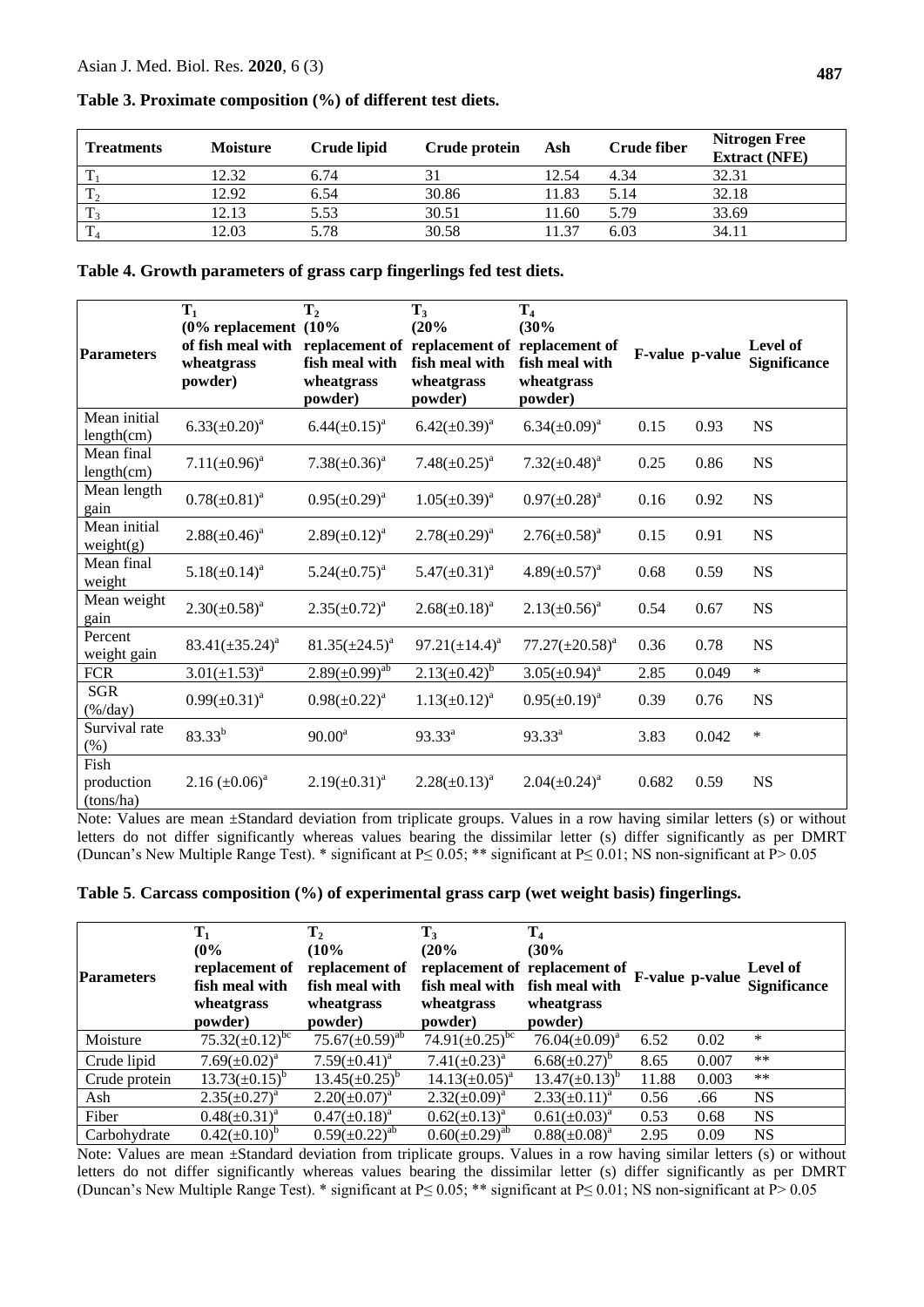**Table 3. Proximate composition (%) of different test diets.**

| Treatments | Moisture | Crude lipid | Crude protein | Ash | Crude fiber | Nitrogen Free Extract (NFE) |
|---|---|---|---|---|---|---|
| $T_1$ | 12.32 | 6.74 | 31 | 12.54 | 4.34 | 32.31 |
| $T_2$ | 12.92 | 6.54 | 30.86 | 11.83 | 5.14 | 32.18 |
| $T_3$ | 12.13 | 5.53 | 30.51 | 11.60 | 5.79 | 33.69 |
| $T_4$ | 12.03 | 5.78 | 30.58 | 11.37 | 6.03 | 34.11 |

**Table 4. Growth parameters of grass carp fingerlings fed test diets.**

| Parameters | $T_1$ (0% replacement of fish meal with wheatgrass powder) | $T_2$ (10% replacement of fish meal with wheatgrass powder) | $T_3$ (20% replacement of fish meal with wheatgrass powder) | $T_4$ (30% replacement of fish meal with wheatgrass powder) | F-value | p-value | Level of Significance |
|---|---|---|---|---|---|---|---|
| Mean initial length(cm) | $6.33(\pm0.20)^a$ | $6.44(\pm0.15)^a$ | $6.42(\pm0.39)^a$ | $6.34(\pm0.09)^a$ | 0.15 | 0.93 | NS |
| Mean final length(cm) | $7.11(\pm0.96)^a$ | $7.38(\pm0.36)^a$ | $7.48(\pm0.25)^a$ | $7.32(\pm0.48)^a$ | 0.25 | 0.86 | NS |
| Mean length gain | $0.78(\pm0.81)^a$ | $0.95(\pm0.29)^a$ | $1.05(\pm0.39)^a$ | $0.97(\pm0.28)^a$ | 0.16 | 0.92 | NS |
| Mean initial weight(g) | $2.88(\pm0.46)^a$ | $2.89(\pm0.12)^a$ | $2.78(\pm0.29)^a$ | $2.76(\pm0.58)^a$ | 0.15 | 0.91 | NS |
| Mean final weight | $5.18(\pm0.14)^a$ | $5.24(\pm0.75)^a$ | $5.47(\pm0.31)^a$ | $4.89(\pm0.57)^a$ | 0.68 | 0.59 | NS |
| Mean weight gain | $2.30(\pm0.58)^a$ | $2.35(\pm0.72)^a$ | $2.68(\pm0.18)^a$ | $2.13(\pm0.56)^a$ | 0.54 | 0.67 | NS |
| Percent weight gain | $83.41(\pm35.24)^a$ | $81.35(\pm24.5)^a$ | $97.21(\pm14.4)^a$ | $77.27(\pm20.58)^a$ | 0.36 | 0.78 | NS |
| FCR | $3.01(\pm1.53)^a$ | $2.89(\pm0.99)^{ab}$ | $2.13(\pm0.42)^b$ | $3.05(\pm0.94)^a$ | 2.85 | 0.049 | * |
| SGR (%/day) | $0.99(\pm0.31)^a$ | $0.98(\pm0.22)^a$ | $1.13(\pm0.12)^a$ | $0.95(\pm0.19)^a$ | 0.39 | 0.76 | NS |
| Survival rate (%) | $83.33^b$ | $90.00^a$ | $93.33^a$ | $93.33^a$ | 3.83 | 0.042 | * |
| Fish production (tons/ha) | $2.16\ (\pm0.06)^a$ | $2.19(\pm0.31)^a$ | $2.28(\pm0.13)^a$ | $2.04(\pm0.24)^a$ | 0.682 | 0.59 | NS |

Note: Values are mean ±Standard deviation from triplicate groups. Values in a row having similar letters (s) or without letters do not differ significantly whereas values bearing the dissimilar letter (s) differ significantly as per DMRT (Duncan's New Multiple Range Test). * significant at $P\leq 0.05$; ** significant at $P\leq 0.01$; NS non-significant at $P> 0.05$

**Table 5. Carcass composition (%) of experimental grass carp (wet weight basis) fingerlings.**

| Parameters | $T_1$ (0% replacement of fish meal with wheatgrass powder) | $T_2$ (10% replacement of fish meal with wheatgrass powder) | $T_3$ (20% replacement of fish meal with wheatgrass powder) | $T_4$ (30% replacement of fish meal with wheatgrass powder) | F-value | p-value | Level of Significance |
|---|---|---|---|---|---|---|---|
| Moisture | $75.32(\pm0.12)^{bc}$ | $75.67(\pm0.59)^{ab}$ | $74.91(\pm0.25)^{bc}$ | $76.04(\pm0.09)^a$ | 6.52 | 0.02 | * |
| Crude lipid | $7.69(\pm0.02)^a$ | $7.59(\pm0.41)^a$ | $7.41(\pm0.23)^a$ | $6.68(\pm0.27)^b$ | 8.65 | 0.007 | ** |
| Crude protein | $13.73(\pm0.15)^b$ | $13.45(\pm0.25)^b$ | $14.13(\pm0.05)^a$ | $13.47(\pm0.13)^b$ | 11.88 | 0.003 | ** |
| Ash | $2.35(\pm0.27)^a$ | $2.20(\pm0.07)^a$ | $2.32(\pm0.09)^a$ | $2.33(\pm0.11)^a$ | 0.56 | .66 | NS |
| Fiber | $0.48(\pm0.31)^a$ | $0.47(\pm0.18)^a$ | $0.62(\pm0.13)^a$ | $0.61(\pm0.03)^a$ | 0.53 | 0.68 | NS |
| Carbohydrate | $0.42(\pm0.10)^b$ | $0.59(\pm0.22)^{ab}$ | $0.60(\pm0.29)^{ab}$ | $0.88(\pm0.08)^a$ | 2.95 | 0.09 | NS |

Note: Values are mean ±Standard deviation from triplicate groups. Values in a row having similar letters (s) or without letters do not differ significantly whereas values bearing the dissimilar letter (s) differ significantly as per DMRT (Duncan's New Multiple Range Test). * significant at $P\leq 0.05$; ** significant at $P\leq 0.01$; NS non-significant at $P> 0.05$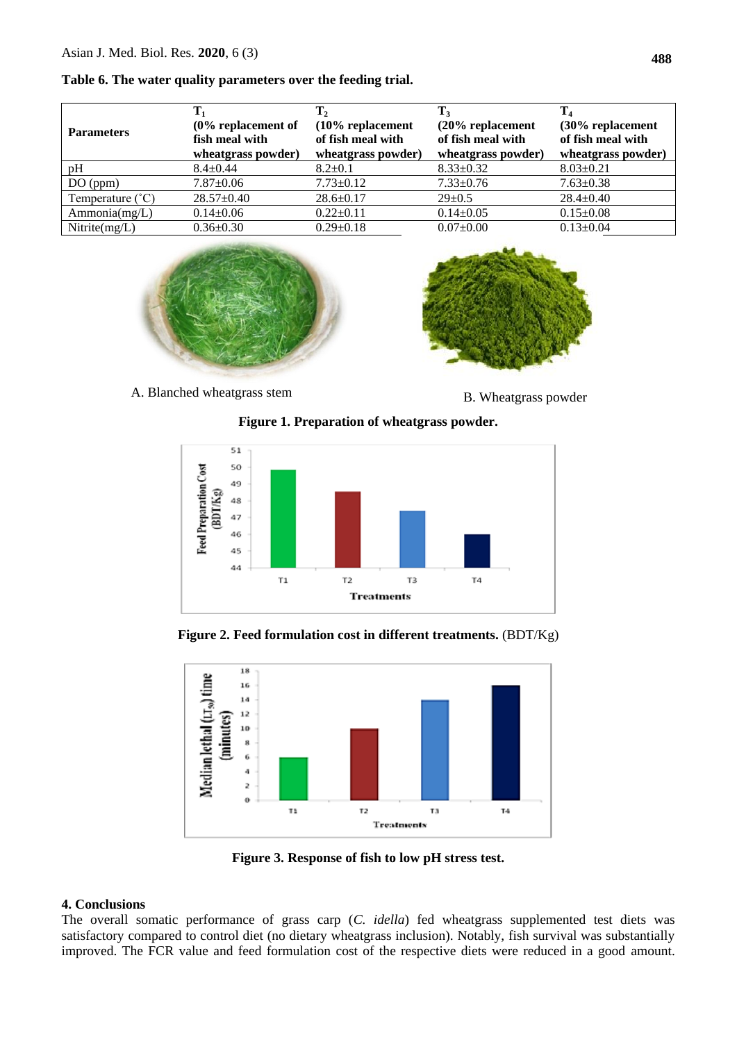**Table 6. The water quality parameters over the feeding trial.**

| Parameters | $T_1$ (0% replacement of fish meal with wheatgrass powder) | $T_2$ (10% replacement of fish meal with wheatgrass powder) | $T_3$ (20% replacement of fish meal with wheatgrass powder) | $T_4$ (30% replacement of fish meal with wheatgrass powder) |
|---|---|---|---|---|
| pH | 8.4±0.44 | 8.2±0.1 | 8.33±0.32 | 8.03±0.21 |
| DO (ppm) | 7.87±0.06 | 7.73±0.12 | 7.33±0.76 | 7.63±0.38 |
| Temperature (˚C) | 28.57±0.40 | 28.6±0.17 | 29±0.5 | 28.4±0.40 |
| Ammonia(mg/L) | 0.14±0.06 | 0.22±0.11 | 0.14±0.05 | 0.15±0.08 |
| Nitrite(mg/L) | 0.36±0.30 | 0.29±0.18 | 0.07±0.00 | 0.13±0.04 |

A. Blanched wheatgrass stem

B. Wheatgrass powder

**Figure 1. Preparation of wheatgrass powder.**

**Figure 2. Feed formulation cost in different treatments.** (BDT/Kg)

**Figure 3. Response of fish to low pH stress test.**

## 4. Conclusions

The overall somatic performance of grass carp (*C. idella*) fed wheatgrass supplemented test diets was satisfactory compared to control diet (no dietary wheatgrass inclusion). Notably, fish survival was substantially improved. The FCR value and feed formulation cost of the respective diets were reduced in a good amount.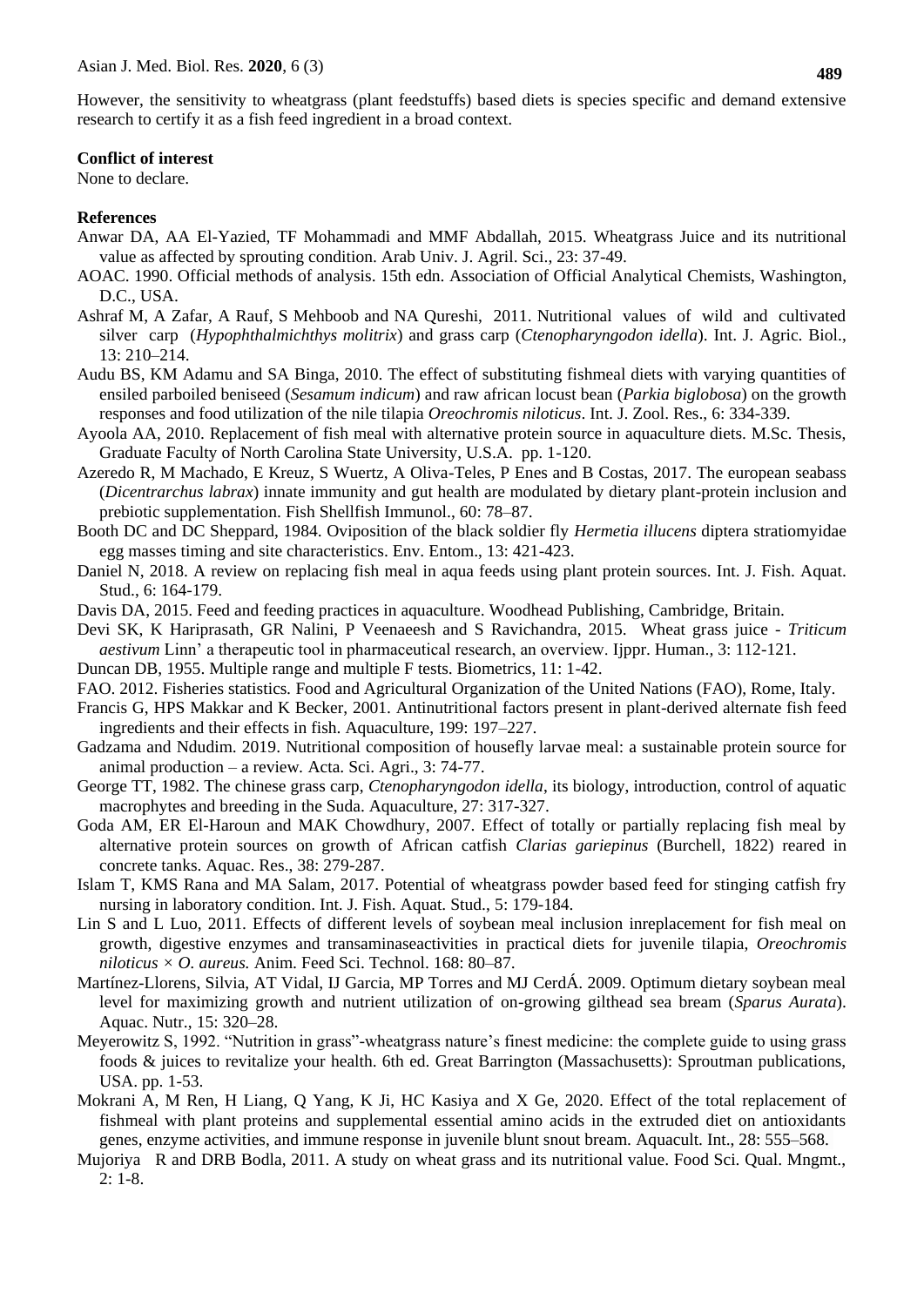However, the sensitivity to wheatgrass (plant feedstuffs) based diets is species specific and demand extensive research to certify it as a fish feed ingredient in a broad context.

**Conflict of interest**

None to declare.

**References**

Anwar DA, AA El-Yazied, TF Mohammadi and MMF Abdallah, 2015. Wheatgrass Juice and its nutritional value as affected by sprouting condition. Arab Univ. J. Agril. Sci., 23: 37-49.

AOAC. 1990. Official methods of analysis. 15th edn. Association of Official Analytical Chemists, Washington, D.C., USA.

Ashraf M, A Zafar, A Rauf, S Mehboob and NA Qureshi, 2011. Nutritional values of wild and cultivated silver carp (*Hypophthalmichthys molitrix*) and grass carp (*Ctenopharyngodon idella*). Int. J. Agric. Biol., 13: 210–214.

Audu BS, KM Adamu and SA Binga, 2010. The effect of substituting fishmeal diets with varying quantities of ensiled parboiled beniseed (*Sesamum indicum*) and raw african locust bean (*Parkia biglobosa*) on the growth responses and food utilization of the nile tilapia *Oreochromis niloticus*. Int. J. Zool. Res., 6: 334-339.

Ayoola AA, 2010. Replacement of fish meal with alternative protein source in aquaculture diets. M.Sc. Thesis, Graduate Faculty of North Carolina State University, U.S.A. pp. 1-120.

Azeredo R, M Machado, E Kreuz, S Wuertz, A Oliva-Teles, P Enes and B Costas, 2017. The european seabass (*Dicentrarchus labrax*) innate immunity and gut health are modulated by dietary plant-protein inclusion and prebiotic supplementation. Fish Shellfish Immunol., 60: 78–87.

Booth DC and DC Sheppard, 1984. Oviposition of the black soldier fly *Hermetia illucens* diptera stratiomyidae egg masses timing and site characteristics. Env. Entom., 13: 421-423.

Daniel N, 2018. A review on replacing fish meal in aqua feeds using plant protein sources. Int. J. Fish. Aquat. Stud., 6: 164-179.

Davis DA, 2015. Feed and feeding practices in aquaculture. Woodhead Publishing, Cambridge, Britain.

Devi SK, K Hariprasath, GR Nalini, P Veenaeesh and S Ravichandra, 2015. Wheat grass juice - *Triticum aestivum* Linn' a therapeutic tool in pharmaceutical research, an overview. Ijppr. Human., 3: 112-121.

Duncan DB, 1955. Multiple range and multiple F tests. Biometrics, 11: 1-42.

FAO. 2012. Fisheries statistics. Food and Agricultural Organization of the United Nations (FAO), Rome, Italy.

Francis G, HPS Makkar and K Becker, 2001. Antinutritional factors present in plant-derived alternate fish feed ingredients and their effects in fish. Aquaculture, 199: 197–227.

Gadzama and Ndudim. 2019. Nutritional composition of housefly larvae meal: a sustainable protein source for animal production – a review. Acta. Sci. Agri., 3: 74-77.

George TT, 1982. The chinese grass carp, *Ctenopharyngodon idella*, its biology, introduction, control of aquatic macrophytes and breeding in the Suda. Aquaculture, 27: 317-327.

Goda AM, ER El-Haroun and MAK Chowdhury, 2007. Effect of totally or partially replacing fish meal by alternative protein sources on growth of African catfish *Clarias gariepinus* (Burchell, 1822) reared in concrete tanks. Aquac. Res., 38: 279-287.

Islam T, KMS Rana and MA Salam, 2017. Potential of wheatgrass powder based feed for stinging catfish fry nursing in laboratory condition. Int. J. Fish. Aquat. Stud., 5: 179-184.

Lin S and L Luo, 2011. Effects of different levels of soybean meal inclusion inreplacement for fish meal on growth, digestive enzymes and transaminaseactivities in practical diets for juvenile tilapia, *Oreochromis niloticus* × *O. aureus.* Anim. Feed Sci. Technol. 168: 80–87.

Martínez-Llorens, Silvia, AT Vidal, IJ Garcia, MP Torres and MJ CerdÁ. 2009. Optimum dietary soybean meal level for maximizing growth and nutrient utilization of on-growing gilthead sea bream (*Sparus Aurata*). Aquac. Nutr., 15: 320–28.

Meyerowitz S, 1992. "Nutrition in grass"-wheatgrass nature's finest medicine: the complete guide to using grass foods & juices to revitalize your health. 6th ed. Great Barrington (Massachusetts): Sproutman publications, USA. pp. 1-53.

Mokrani A, M Ren, H Liang, Q Yang, K Ji, HC Kasiya and X Ge, 2020. Effect of the total replacement of fishmeal with plant proteins and supplemental essential amino acids in the extruded diet on antioxidants genes, enzyme activities, and immune response in juvenile blunt snout bream. Aquacult. Int., 28: 555–568.

Mujoriya R and DRB Bodla, 2011. A study on wheat grass and its nutritional value. Food Sci. Qual. Mngmt., 2: 1-8.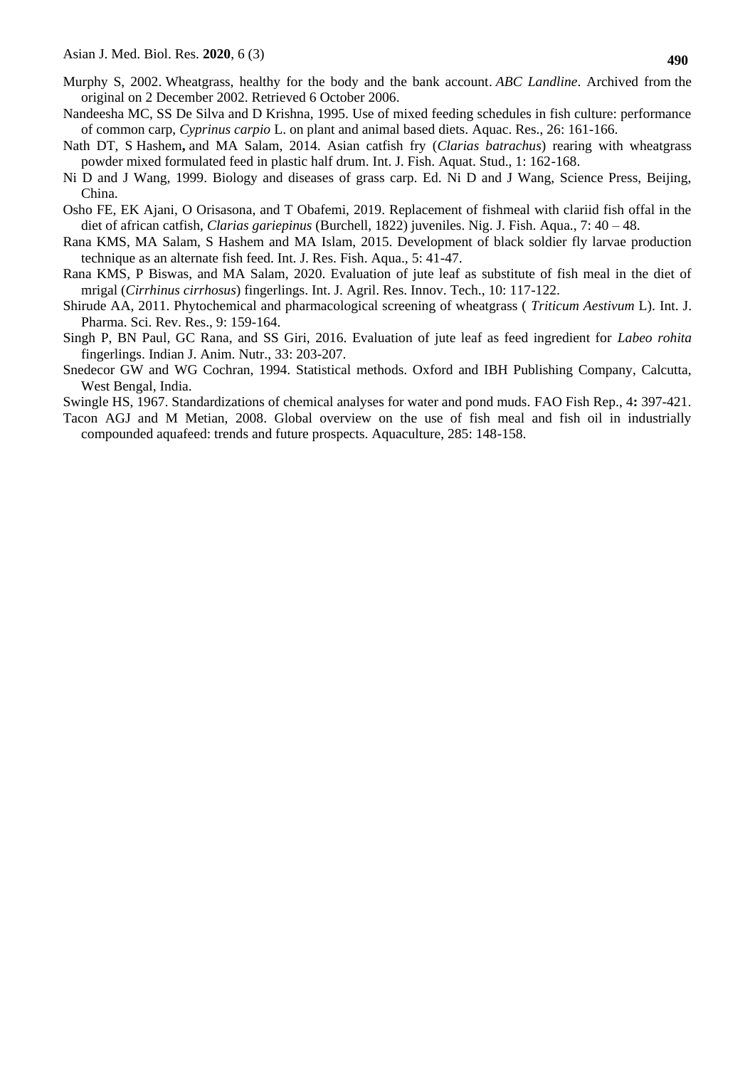Murphy S, 2002. Wheatgrass, healthy for the body and the bank account. *ABC Landline*. Archived from the original on 2 December 2002. Retrieved 6 October 2006.

Nandeesha MC, SS De Silva and D Krishna, 1995. Use of mixed feeding schedules in fish culture: performance of common carp, *Cyprinus carpio* L. on plant and animal based diets. Aquac. Res., 26: 161-166.

Nath DT, S Hashem**,** and MA Salam, 2014. Asian catfish fry (*Clarias batrachus*) rearing with wheatgrass powder mixed formulated feed in plastic half drum. Int. J. Fish. Aquat. Stud., 1: 162-168.

Ni D and J Wang, 1999. Biology and diseases of grass carp. Ed. Ni D and J Wang, Science Press, Beijing, China.

Osho FE, EK Ajani, O Orisasona, and T Obafemi, 2019. Replacement of fishmeal with clariid fish offal in the diet of african catfish, *Clarias gariepinus* (Burchell, 1822) juveniles. Nig. J. Fish. Aqua., 7: 40 – 48.

Rana KMS, MA Salam, S Hashem and MA Islam, 2015. Development of black soldier fly larvae production technique as an alternate fish feed. Int. J. Res. Fish. Aqua., 5: 41-47.

Rana KMS, P Biswas, and MA Salam, 2020. Evaluation of jute leaf as substitute of fish meal in the diet of mrigal (*Cirrhinus cirrhosus*) fingerlings. Int. J. Agril. Res. Innov. Tech., 10: 117-122.

Shirude AA, 2011. Phytochemical and pharmacological screening of wheatgrass ( *Triticum Aestivum* L). Int. J. Pharma. Sci. Rev. Res., 9: 159-164.

Singh P, BN Paul, GC Rana, and SS Giri, 2016. Evaluation of jute leaf as feed ingredient for *Labeo rohita* fingerlings. Indian J. Anim. Nutr., 33: 203-207.

Snedecor GW and WG Cochran, 1994. Statistical methods. Oxford and IBH Publishing Company, Calcutta, West Bengal, India.

Swingle HS, 1967. Standardizations of chemical analyses for water and pond muds. FAO Fish Rep., 4**:** 397-421.

Tacon AGJ and M Metian, 2008. Global overview on the use of fish meal and fish oil in industrially compounded aquafeed: trends and future prospects. Aquaculture, 285: 148-158.